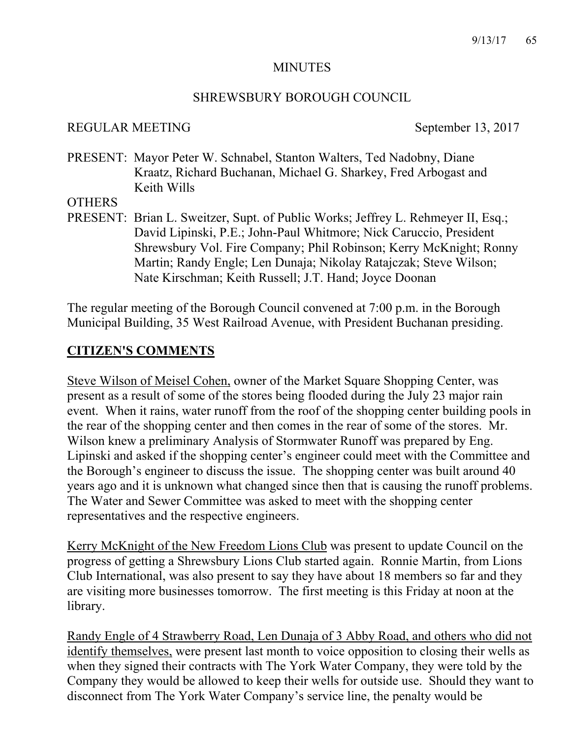MINUTES

SHREWSBURY BOROUGH COUNCIL

REGULAR MEETING September 13, 2017

PRESENT: Mayor Peter W. Schnabel, Stanton Walters, Ted Nadobny, Diane Kraatz, Richard Buchanan, Michael G. Sharkey, Fred Arbogast and Keith Wills

OTHERS PRESENT: Brian L. Sweitzer, Supt. of Public Works; Jeffrey L. Rehmeyer II, Esq.; David Lipinski, P.E.; John-Paul Whitmore; Nick Caruccio, President Shrewsbury Vol. Fire Company; Phil Robinson; Kerry McKnight; Ronny Martin; Randy Engle; Len Dunaja; Nikolay Ratajczak; Steve Wilson; Nate Kirschman; Keith Russell; J.T. Hand; Joyce Doonan

The regular meeting of the Borough Council convened at 7:00 p.m. in the Borough Municipal Building, 35 West Railroad Avenue, with President Buchanan presiding.

## CITIZEN'S COMMENTS

Steve Wilson of Meisel Cohen, owner of the Market Square Shopping Center, was present as a result of some of the stores being flooded during the July 23 major rain event. When it rains, water runoff from the roof of the shopping center building pools in the rear of the shopping center and then comes in the rear of some of the stores. Mr. Wilson knew a preliminary Analysis of Stormwater Runoff was prepared by Eng. Lipinski and asked if the shopping center's engineer could meet with the Committee and the Borough's engineer to discuss the issue. The shopping center was built around 40 years ago and it is unknown what changed since then that is causing the runoff problems. The Water and Sewer Committee was asked to meet with the shopping center representatives and the respective engineers.

Kerry McKnight of the New Freedom Lions Club was present to update Council on the progress of getting a Shrewsbury Lions Club started again. Ronnie Martin, from Lions Club International, was also present to say they have about 18 members so far and they are visiting more businesses tomorrow. The first meeting is this Friday at noon at the library.

Randy Engle of 4 Strawberry Road, Len Dunaja of 3 Abby Road, and others who did not identify themselves, were present last month to voice opposition to closing their wells as when they signed their contracts with The York Water Company, they were told by the Company they would be allowed to keep their wells for outside use. Should they want to disconnect from The York Water Company's service line, the penalty would be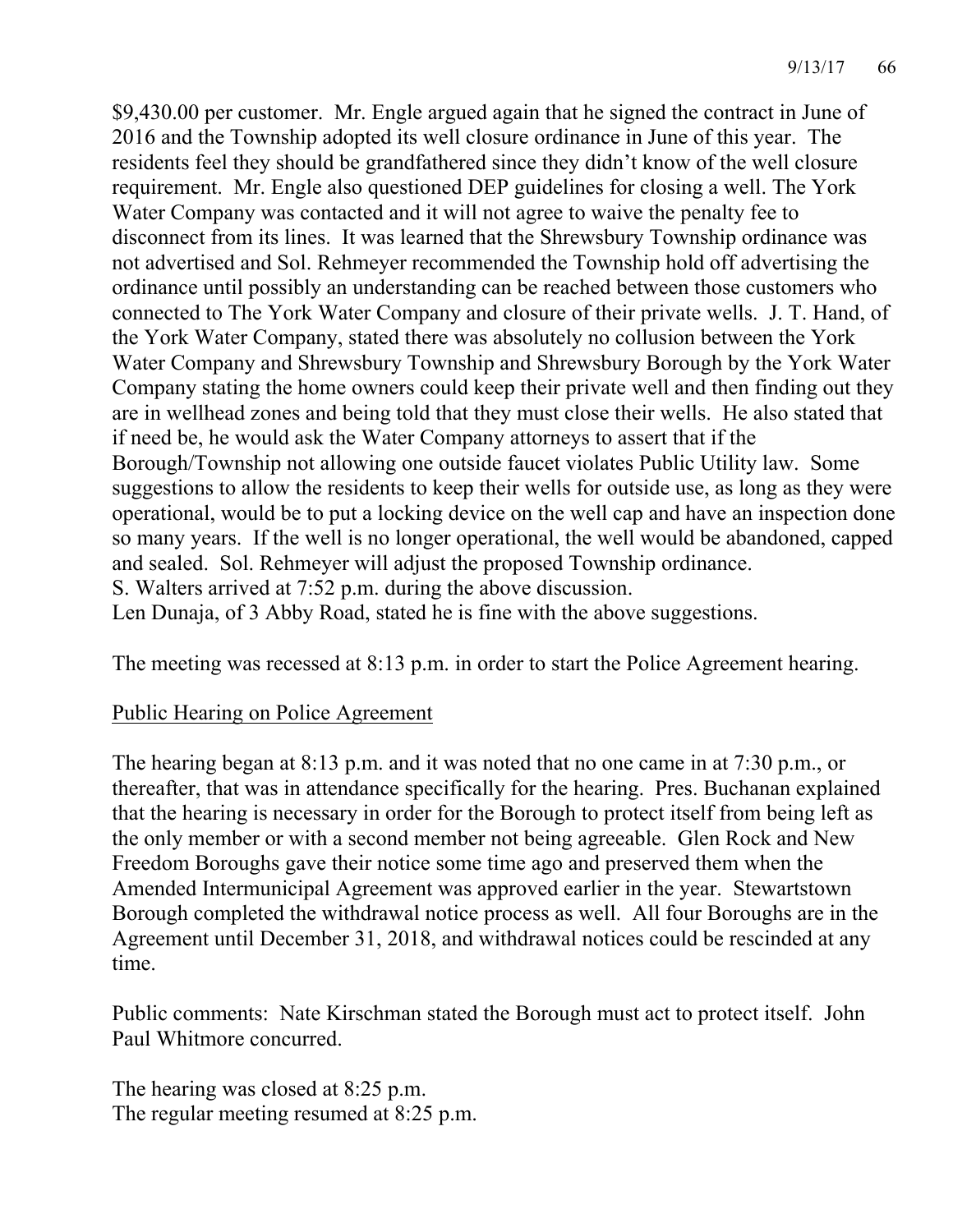$9,430.00 per customer. Mr. Engle argued again that he signed the contract in June of 2016 and the Township adopted its well closure ordinance in June of this year. The residents feel they should be grandfathered since they didn't know of the well closure requirement. Mr. Engle also questioned DEP guidelines for closing a well. The York Water Company was contacted and it will not agree to waive the penalty fee to disconnect from its lines. It was learned that the Shrewsbury Township ordinance was not advertised and Sol. Rehmeyer recommended the Township hold off advertising the ordinance until possibly an understanding can be reached between those customers who connected to The York Water Company and closure of their private wells. J. T. Hand, of the York Water Company, stated there was absolutely no collusion between the York Water Company and Shrewsbury Township and Shrewsbury Borough by the York Water Company stating the home owners could keep their private well and then finding out they are in wellhead zones and being told that they must close their wells. He also stated that if need be, he would ask the Water Company attorneys to assert that if the Borough/Township not allowing one outside faucet violates Public Utility law. Some suggestions to allow the residents to keep their wells for outside use, as long as they were operational, would be to put a locking device on the well cap and have an inspection done so many years. If the well is no longer operational, the well would be abandoned, capped and sealed. Sol. Rehmeyer will adjust the proposed Township ordinance.
S. Walters arrived at 7:52 p.m. during the above discussion.
Len Dunaja, of 3 Abby Road, stated he is fine with the above suggestions.

The meeting was recessed at 8:13 p.m. in order to start the Police Agreement hearing.

Public Hearing on Police Agreement

The hearing began at 8:13 p.m. and it was noted that no one came in at 7:30 p.m., or thereafter, that was in attendance specifically for the hearing. Pres. Buchanan explained that the hearing is necessary in order for the Borough to protect itself from being left as the only member or with a second member not being agreeable. Glen Rock and New Freedom Boroughs gave their notice some time ago and preserved them when the Amended Intermunicipal Agreement was approved earlier in the year. Stewartstown Borough completed the withdrawal notice process as well. All four Boroughs are in the Agreement until December 31, 2018, and withdrawal notices could be rescinded at any time.

Public comments: Nate Kirschman stated the Borough must act to protect itself. John Paul Whitmore concurred.

The hearing was closed at 8:25 p.m.
The regular meeting resumed at 8:25 p.m.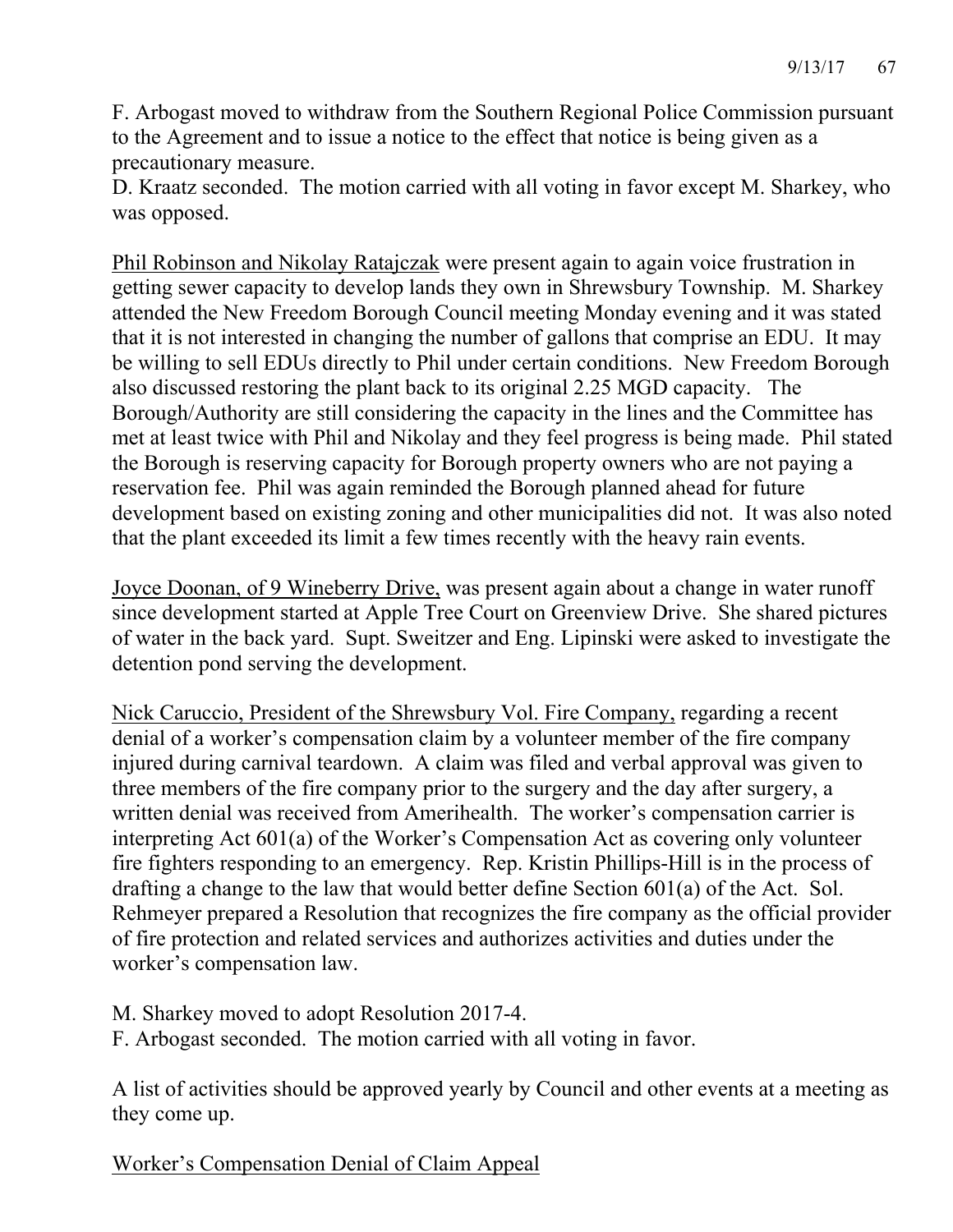F. Arbogast moved to withdraw from the Southern Regional Police Commission pursuant to the Agreement and to issue a notice to the effect that notice is being given as a precautionary measure.
D. Kraatz seconded. The motion carried with all voting in favor except M. Sharkey, who was opposed.

<u>Phil Robinson and Nikolay Ratajczak</u> were present again to again voice frustration in getting sewer capacity to develop lands they own in Shrewsbury Township. M. Sharkey attended the New Freedom Borough Council meeting Monday evening and it was stated that it is not interested in changing the number of gallons that comprise an EDU. It may be willing to sell EDUs directly to Phil under certain conditions. New Freedom Borough also discussed restoring the plant back to its original 2.25 MGD capacity. The Borough/Authority are still considering the capacity in the lines and the Committee has met at least twice with Phil and Nikolay and they feel progress is being made. Phil stated the Borough is reserving capacity for Borough property owners who are not paying a reservation fee. Phil was again reminded the Borough planned ahead for future development based on existing zoning and other municipalities did not. It was also noted that the plant exceeded its limit a few times recently with the heavy rain events.

<u>Joyce Doonan, of 9 Wineberry Drive,</u> was present again about a change in water runoff since development started at Apple Tree Court on Greenview Drive. She shared pictures of water in the back yard. Supt. Sweitzer and Eng. Lipinski were asked to investigate the detention pond serving the development.

<u>Nick Caruccio, President of the Shrewsbury Vol. Fire Company,</u> regarding a recent denial of a worker's compensation claim by a volunteer member of the fire company injured during carnival teardown. A claim was filed and verbal approval was given to three members of the fire company prior to the surgery and the day after surgery, a written denial was received from Amerihealth. The worker's compensation carrier is interpreting Act 601(a) of the Worker's Compensation Act as covering only volunteer fire fighters responding to an emergency. Rep. Kristin Phillips-Hill is in the process of drafting a change to the law that would better define Section 601(a) of the Act. Sol. Rehmeyer prepared a Resolution that recognizes the fire company as the official provider of fire protection and related services and authorizes activities and duties under the worker's compensation law.

M. Sharkey moved to adopt Resolution 2017-4.
F. Arbogast seconded. The motion carried with all voting in favor.

A list of activities should be approved yearly by Council and other events at a meeting as they come up.

<u>Worker's Compensation Denial of Claim Appeal</u>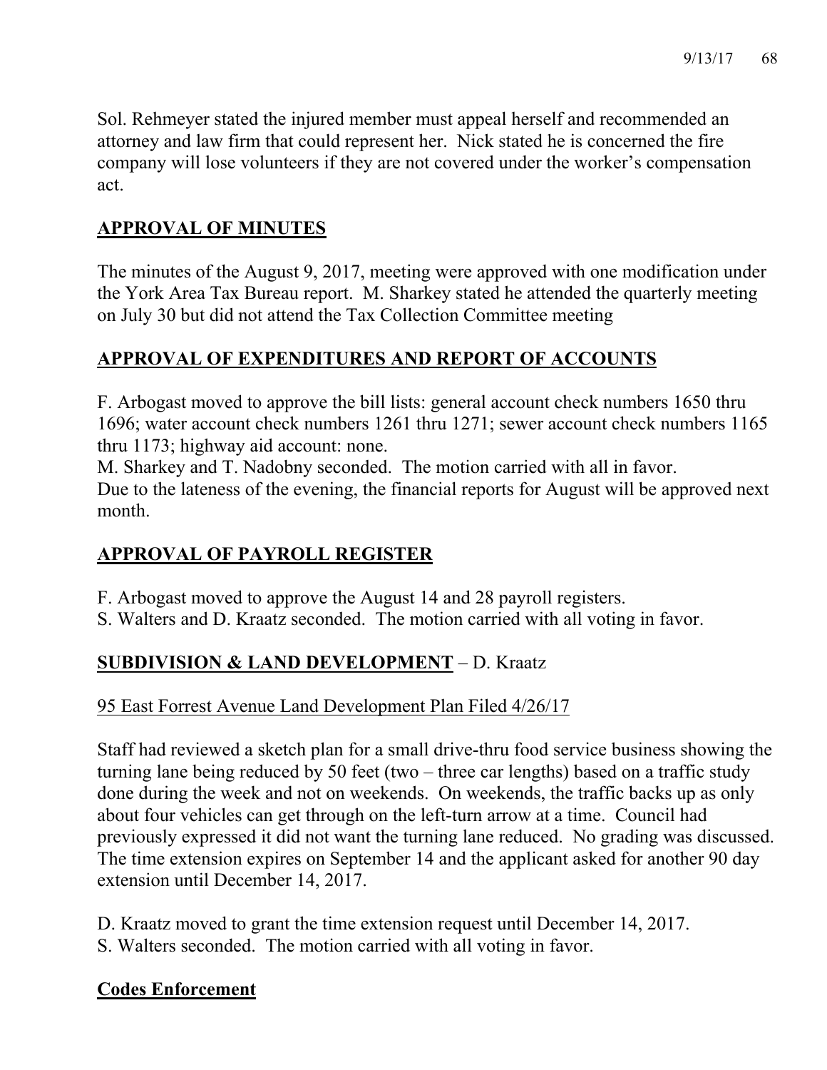Sol. Rehmeyer stated the injured member must appeal herself and recommended an attorney and law firm that could represent her. Nick stated he is concerned the fire company will lose volunteers if they are not covered under the worker's compensation act.

## APPROVAL OF MINUTES

The minutes of the August 9, 2017, meeting were approved with one modification under the York Area Tax Bureau report. M. Sharkey stated he attended the quarterly meeting on July 30 but did not attend the Tax Collection Committee meeting

## APPROVAL OF EXPENDITURES AND REPORT OF ACCOUNTS

F. Arbogast moved to approve the bill lists: general account check numbers 1650 thru 1696; water account check numbers 1261 thru 1271; sewer account check numbers 1165 thru 1173; highway aid account: none.
M. Sharkey and T. Nadobny seconded. The motion carried with all in favor.
Due to the lateness of the evening, the financial reports for August will be approved next month.

## APPROVAL OF PAYROLL REGISTER

F. Arbogast moved to approve the August 14 and 28 payroll registers.
S. Walters and D. Kraatz seconded. The motion carried with all voting in favor.

## SUBDIVISION & LAND DEVELOPMENT – D. Kraatz

95 East Forrest Avenue Land Development Plan Filed 4/26/17

Staff had reviewed a sketch plan for a small drive-thru food service business showing the turning lane being reduced by 50 feet (two – three car lengths) based on a traffic study done during the week and not on weekends. On weekends, the traffic backs up as only about four vehicles can get through on the left-turn arrow at a time. Council had previously expressed it did not want the turning lane reduced. No grading was discussed. The time extension expires on September 14 and the applicant asked for another 90 day extension until December 14, 2017.

D. Kraatz moved to grant the time extension request until December 14, 2017.
S. Walters seconded. The motion carried with all voting in favor.

## Codes Enforcement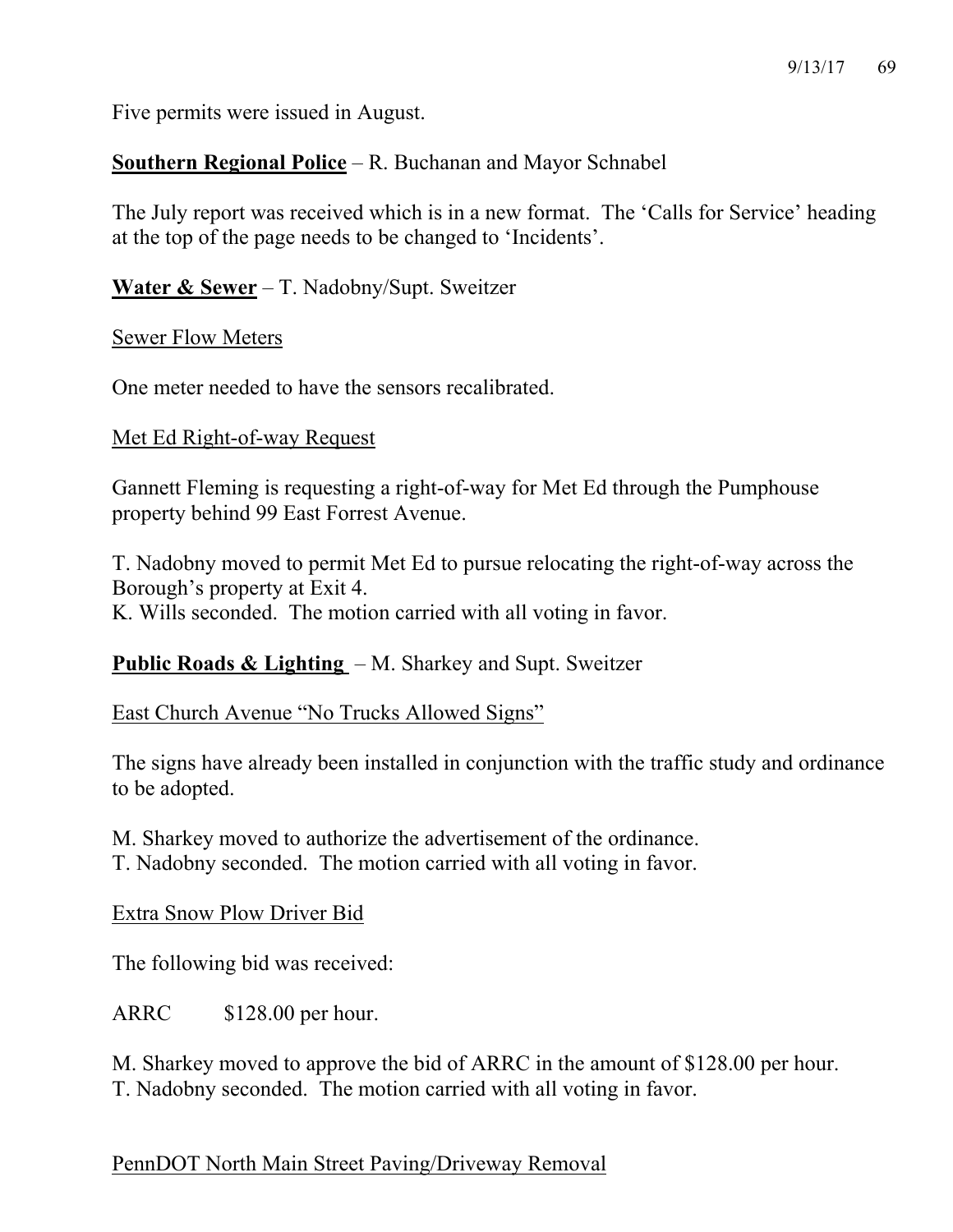Five permits were issued in August.

**<u>Southern Regional Police</u>** – R. Buchanan and Mayor Schnabel

The July report was received which is in a new format. The 'Calls for Service' heading at the top of the page needs to be changed to 'Incidents'.

**<u>Water & Sewer</u>** – T. Nadobny/Supt. Sweitzer

<u>Sewer Flow Meters</u>

One meter needed to have the sensors recalibrated.

<u>Met Ed Right-of-way Request</u>

Gannett Fleming is requesting a right-of-way for Met Ed through the Pumphouse property behind 99 East Forrest Avenue.

T. Nadobny moved to permit Met Ed to pursue relocating the right-of-way across the Borough's property at Exit 4.
K. Wills seconded. The motion carried with all voting in favor.

**<u>Public Roads & Lighting</u>** – M. Sharkey and Supt. Sweitzer

<u>East Church Avenue "No Trucks Allowed Signs"</u>

The signs have already been installed in conjunction with the traffic study and ordinance to be adopted.

M. Sharkey moved to authorize the advertisement of the ordinance.
T. Nadobny seconded. The motion carried with all voting in favor.

<u>Extra Snow Plow Driver Bid</u>

The following bid was received:

ARRC $128.00 per hour.

M. Sharkey moved to approve the bid of ARRC in the amount of $128.00 per hour.
T. Nadobny seconded. The motion carried with all voting in favor.

<u>PennDOT North Main Street Paving/Driveway Removal</u>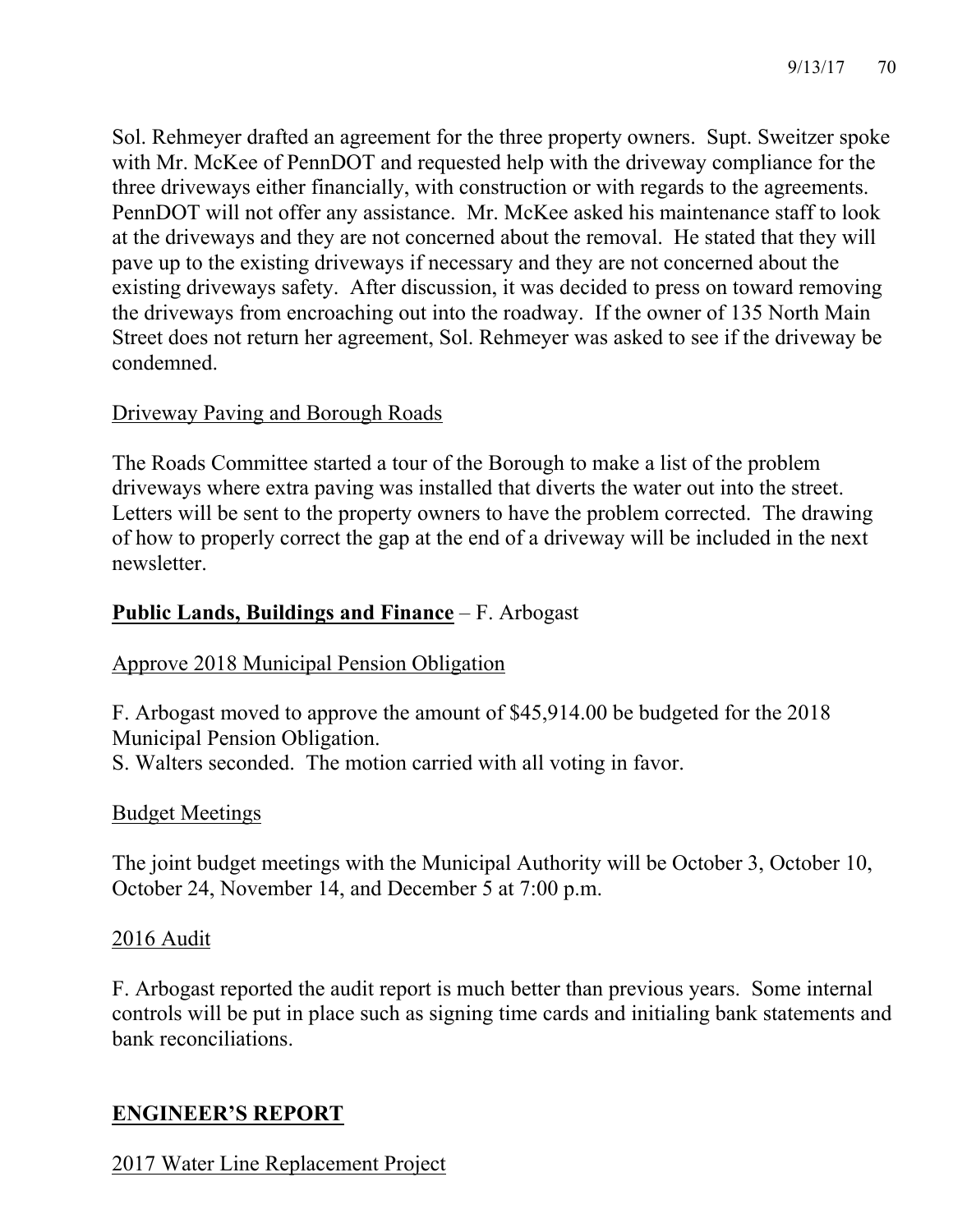Sol. Rehmeyer drafted an agreement for the three property owners. Supt. Sweitzer spoke with Mr. McKee of PennDOT and requested help with the driveway compliance for the three driveways either financially, with construction or with regards to the agreements. PennDOT will not offer any assistance. Mr. McKee asked his maintenance staff to look at the driveways and they are not concerned about the removal. He stated that they will pave up to the existing driveways if necessary and they are not concerned about the existing driveways safety. After discussion, it was decided to press on toward removing the driveways from encroaching out into the roadway. If the owner of 135 North Main Street does not return her agreement, Sol. Rehmeyer was asked to see if the driveway be condemned.

Driveway Paving and Borough Roads

The Roads Committee started a tour of the Borough to make a list of the problem driveways where extra paving was installed that diverts the water out into the street. Letters will be sent to the property owners to have the problem corrected. The drawing of how to properly correct the gap at the end of a driveway will be included in the next newsletter.

**Public Lands, Buildings and Finance** – F. Arbogast

Approve 2018 Municipal Pension Obligation

F. Arbogast moved to approve the amount of $45,914.00 be budgeted for the 2018 Municipal Pension Obligation.
S. Walters seconded. The motion carried with all voting in favor.

Budget Meetings

The joint budget meetings with the Municipal Authority will be October 3, October 10, October 24, November 14, and December 5 at 7:00 p.m.

2016 Audit

F. Arbogast reported the audit report is much better than previous years. Some internal controls will be put in place such as signing time cards and initialing bank statements and bank reconciliations.

## ENGINEER'S REPORT

2017 Water Line Replacement Project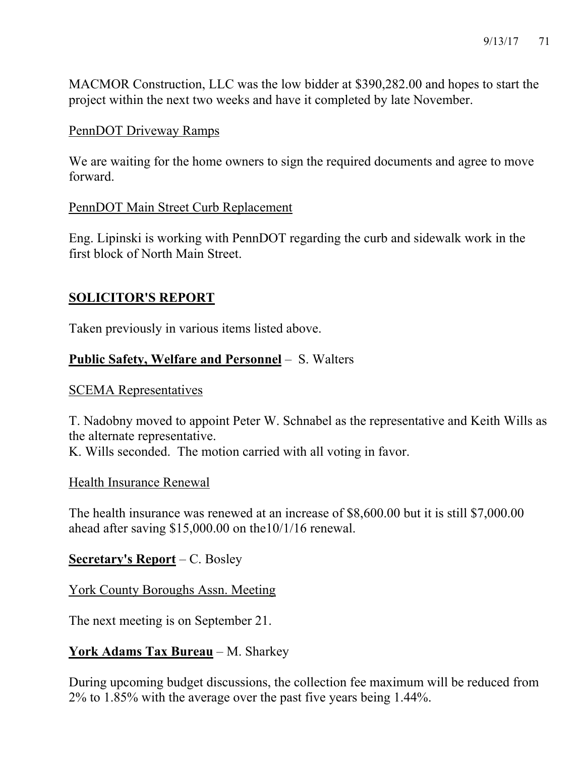MACMOR Construction, LLC was the low bidder at $390,282.00 and hopes to start the project within the next two weeks and have it completed by late November.

PennDOT Driveway Ramps

We are waiting for the home owners to sign the required documents and agree to move forward.

PennDOT Main Street Curb Replacement

Eng. Lipinski is working with PennDOT regarding the curb and sidewalk work in the first block of North Main Street.

## SOLICITOR'S REPORT

Taken previously in various items listed above.

**Public Safety, Welfare and Personnel** – S. Walters

SCEMA Representatives

T. Nadobny moved to appoint Peter W. Schnabel as the representative and Keith Wills as the alternate representative.
K. Wills seconded. The motion carried with all voting in favor.

Health Insurance Renewal

The health insurance was renewed at an increase of $8,600.00 but it is still $7,000.00 ahead after saving $15,000.00 on the10/1/16 renewal.

**Secretary's Report** – C. Bosley

York County Boroughs Assn. Meeting

The next meeting is on September 21.

**York Adams Tax Bureau** – M. Sharkey

During upcoming budget discussions, the collection fee maximum will be reduced from 2% to 1.85% with the average over the past five years being 1.44%.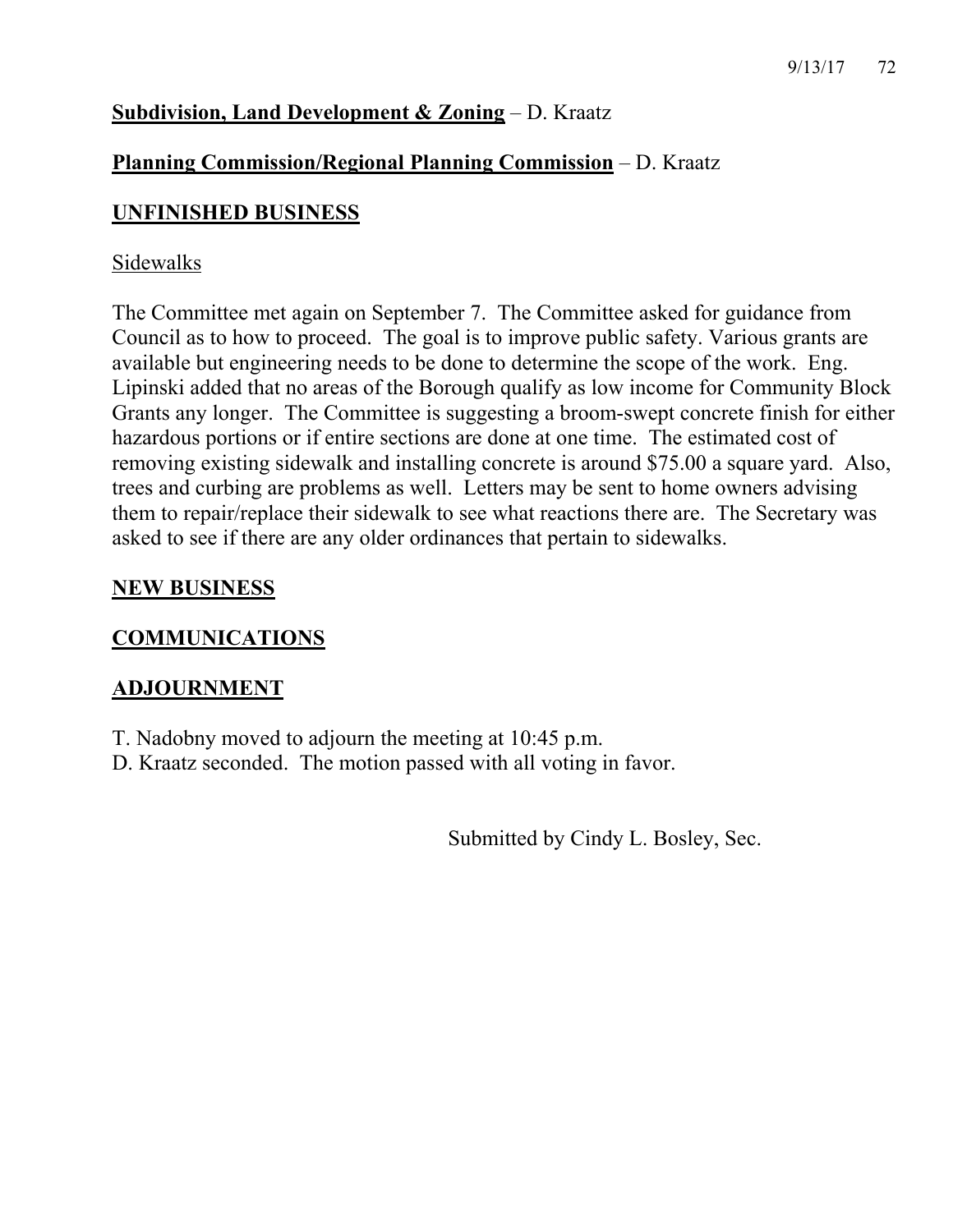**Subdivision, Land Development & Zoning** – D. Kraatz

**Planning Commission/Regional Planning Commission** – D. Kraatz

## UNFINISHED BUSINESS

Sidewalks

The Committee met again on September 7. The Committee asked for guidance from Council as to how to proceed. The goal is to improve public safety. Various grants are available but engineering needs to be done to determine the scope of the work. Eng. Lipinski added that no areas of the Borough qualify as low income for Community Block Grants any longer. The Committee is suggesting a broom-swept concrete finish for either hazardous portions or if entire sections are done at one time. The estimated cost of removing existing sidewalk and installing concrete is around $75.00 a square yard. Also, trees and curbing are problems as well. Letters may be sent to home owners advising them to repair/replace their sidewalk to see what reactions there are. The Secretary was asked to see if there are any older ordinances that pertain to sidewalks.

## NEW BUSINESS

## COMMUNICATIONS

## ADJOURNMENT

T. Nadobny moved to adjourn the meeting at 10:45 p.m.
D. Kraatz seconded. The motion passed with all voting in favor.

Submitted by Cindy L. Bosley, Sec.